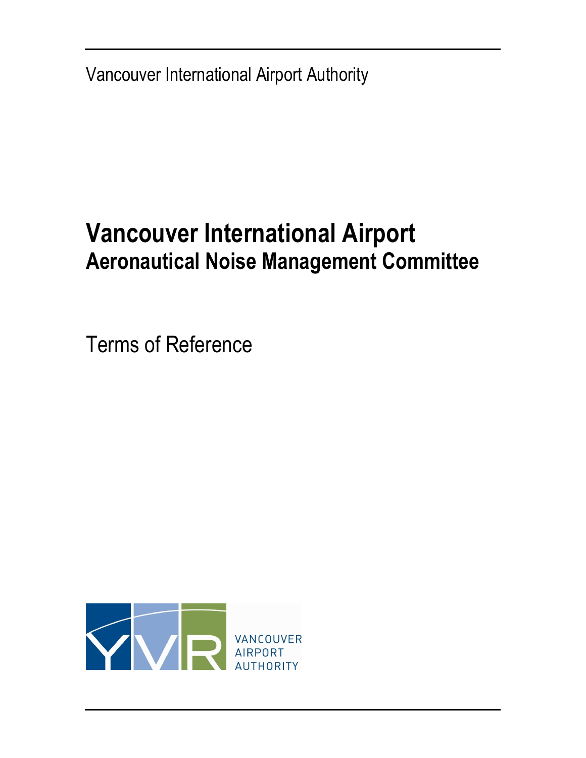Vancouver International Airport Authority

# Vancouver International Airport
## Aeronautical Noise Management Committee

Terms of Reference

VANCOUVER AIRPORT AUTHORITY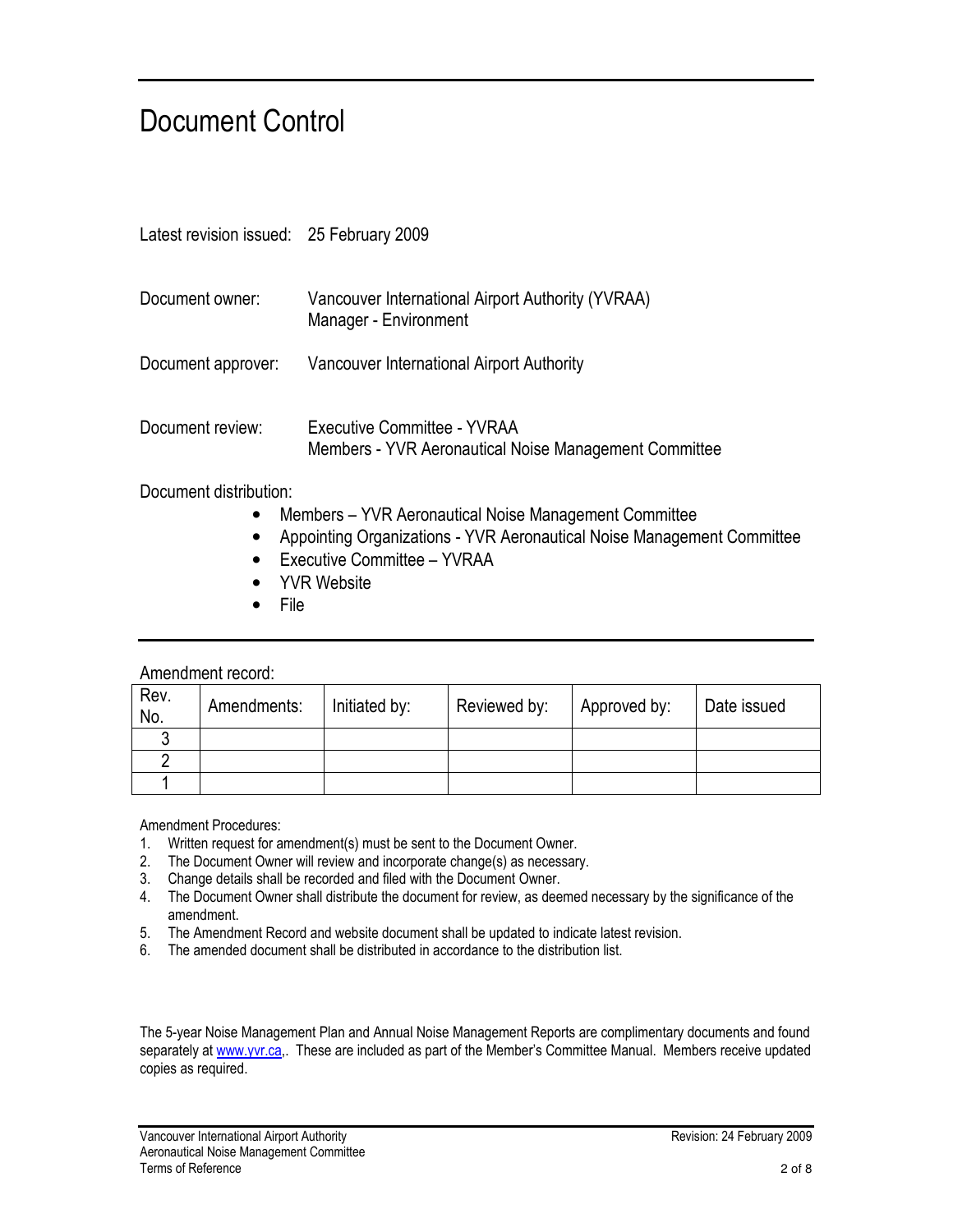# Document Control

Latest revision issued: 25 February 2009

Document owner: Vancouver International Airport Authority (YVRAA)
Manager - Environment

Document approver: Vancouver International Airport Authority

Document review: Executive Committee - YVRAA
Members - YVR Aeronautical Noise Management Committee

Document distribution:

- Members – YVR Aeronautical Noise Management Committee
- Appointing Organizations - YVR Aeronautical Noise Management Committee
- Executive Committee – YVRAA
- YVR Website
- File

---

Amendment record:

| Rev. No. | Amendments: | Initiated by: | Reviewed by: | Approved by: | Date issued |
|---|---|---|---|---|---|
| 3 | | | | | |
| 2 | | | | | |
| 1 | | | | | |

Amendment Procedures:

1. Written request for amendment(s) must be sent to the Document Owner.
2. The Document Owner will review and incorporate change(s) as necessary.
3. Change details shall be recorded and filed with the Document Owner.
4. The Document Owner shall distribute the document for review, as deemed necessary by the significance of the amendment.
5. The Amendment Record and website document shall be updated to indicate latest revision.
6. The amended document shall be distributed in accordance to the distribution list.

The 5-year Noise Management Plan and Annual Noise Management Reports are complimentary documents and found separately at www.yvr.ca,. These are included as part of the Member's Committee Manual. Members receive updated copies as required.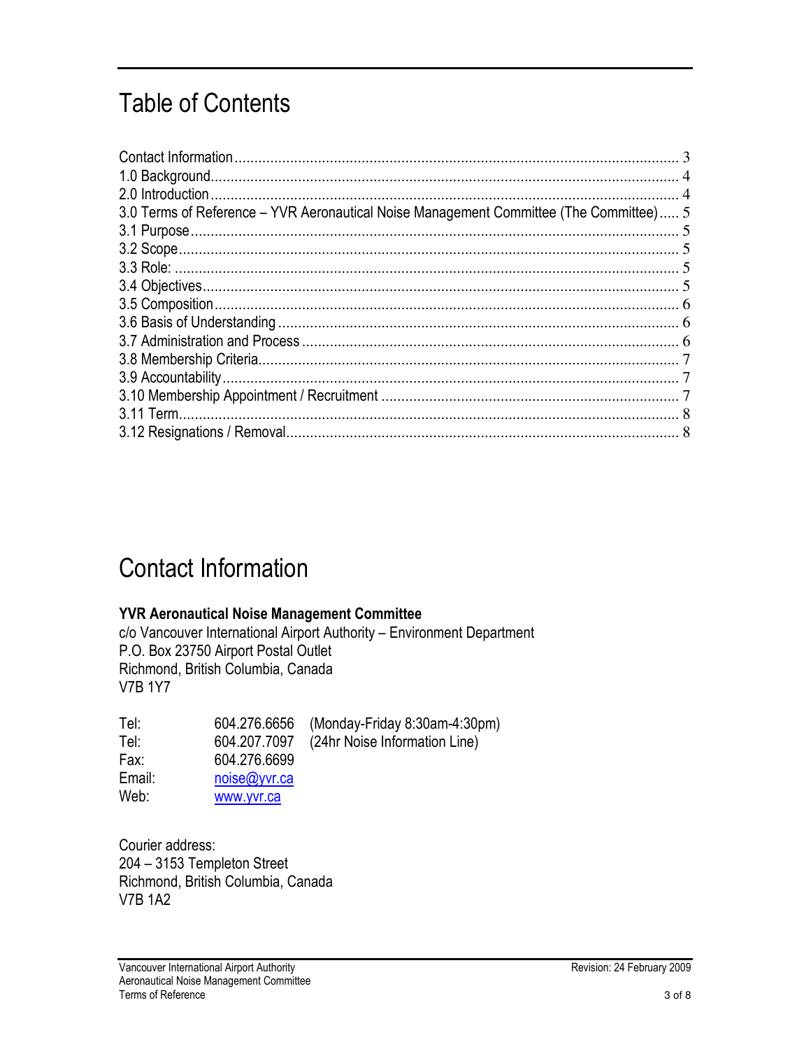# Table of Contents

Contact Information ........ 3
1.0 Background ........ 4
2.0 Introduction ........ 4
3.0 Terms of Reference – YVR Aeronautical Noise Management Committee (The Committee) ........ 5
3.1 Purpose ........ 5
3.2 Scope ........ 5
3.3 Role: ........ 5
3.4 Objectives ........ 5
3.5 Composition ........ 6
3.6 Basis of Understanding ........ 6
3.7 Administration and Process ........ 6
3.8 Membership Criteria ........ 7
3.9 Accountability ........ 7
3.10 Membership Appointment / Recruitment ........ 7
3.11 Term ........ 8
3.12 Resignations / Removal ........ 8

# Contact Information

**YVR Aeronautical Noise Management Committee**
c/o Vancouver International Airport Authority – Environment Department
P.O. Box 23750 Airport Postal Outlet
Richmond, British Columbia, Canada
V7B 1Y7

| | | |
|---|---|---|
| Tel: | 604.276.6656 | (Monday-Friday 8:30am-4:30pm) |
| Tel: | 604.207.7097 | (24hr Noise Information Line) |
| Fax: | 604.276.6699 | |
| Email: | noise@yvr.ca | |
| Web: | www.yvr.ca | |

Courier address:
204 – 3153 Templeton Street
Richmond, British Columbia, Canada
V7B 1A2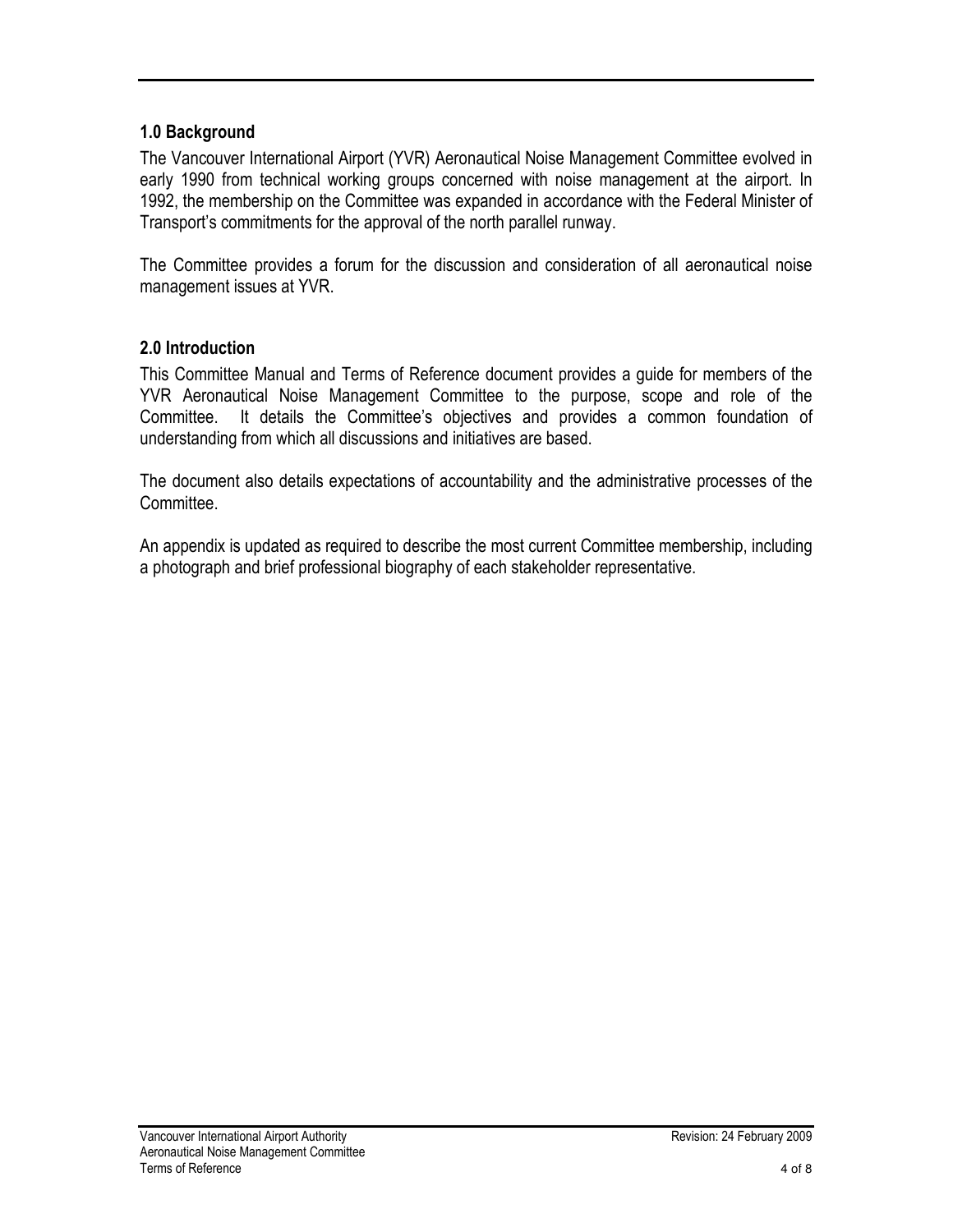## 1.0 Background

The Vancouver International Airport (YVR) Aeronautical Noise Management Committee evolved in early 1990 from technical working groups concerned with noise management at the airport. In 1992, the membership on the Committee was expanded in accordance with the Federal Minister of Transport's commitments for the approval of the north parallel runway.

The Committee provides a forum for the discussion and consideration of all aeronautical noise management issues at YVR.

## 2.0 Introduction

This Committee Manual and Terms of Reference document provides a guide for members of the YVR Aeronautical Noise Management Committee to the purpose, scope and role of the Committee. It details the Committee's objectives and provides a common foundation of understanding from which all discussions and initiatives are based.

The document also details expectations of accountability and the administrative processes of the Committee.

An appendix is updated as required to describe the most current Committee membership, including a photograph and brief professional biography of each stakeholder representative.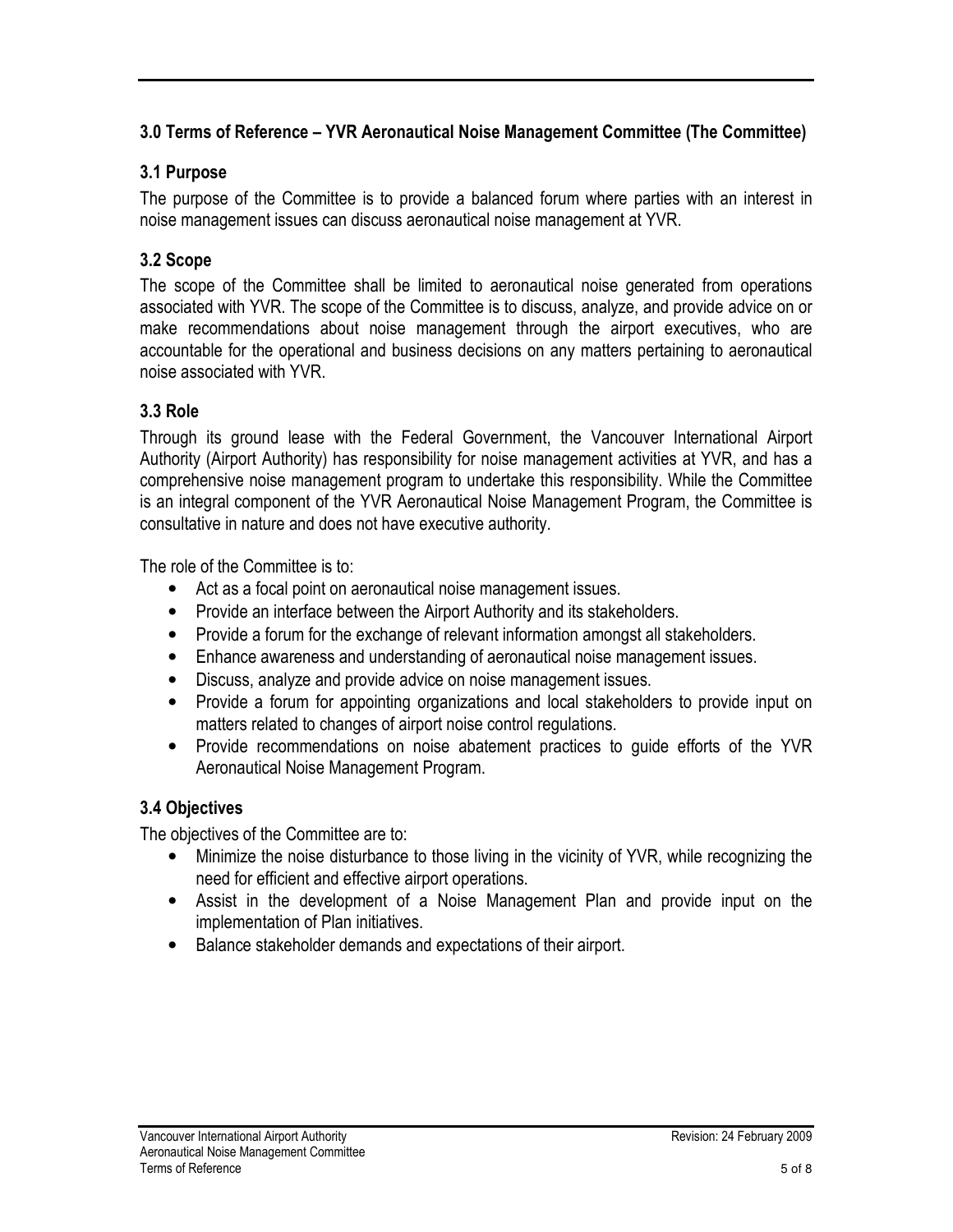## 3.0 Terms of Reference – YVR Aeronautical Noise Management Committee (The Committee)

### 3.1 Purpose

The purpose of the Committee is to provide a balanced forum where parties with an interest in noise management issues can discuss aeronautical noise management at YVR.

### 3.2 Scope

The scope of the Committee shall be limited to aeronautical noise generated from operations associated with YVR. The scope of the Committee is to discuss, analyze, and provide advice on or make recommendations about noise management through the airport executives, who are accountable for the operational and business decisions on any matters pertaining to aeronautical noise associated with YVR.

### 3.3 Role

Through its ground lease with the Federal Government, the Vancouver International Airport Authority (Airport Authority) has responsibility for noise management activities at YVR, and has a comprehensive noise management program to undertake this responsibility. While the Committee is an integral component of the YVR Aeronautical Noise Management Program, the Committee is consultative in nature and does not have executive authority.

The role of the Committee is to:

- Act as a focal point on aeronautical noise management issues.
- Provide an interface between the Airport Authority and its stakeholders.
- Provide a forum for the exchange of relevant information amongst all stakeholders.
- Enhance awareness and understanding of aeronautical noise management issues.
- Discuss, analyze and provide advice on noise management issues.
- Provide a forum for appointing organizations and local stakeholders to provide input on matters related to changes of airport noise control regulations.
- Provide recommendations on noise abatement practices to guide efforts of the YVR Aeronautical Noise Management Program.

### 3.4 Objectives

The objectives of the Committee are to:

- Minimize the noise disturbance to those living in the vicinity of YVR, while recognizing the need for efficient and effective airport operations.
- Assist in the development of a Noise Management Plan and provide input on the implementation of Plan initiatives.
- Balance stakeholder demands and expectations of their airport.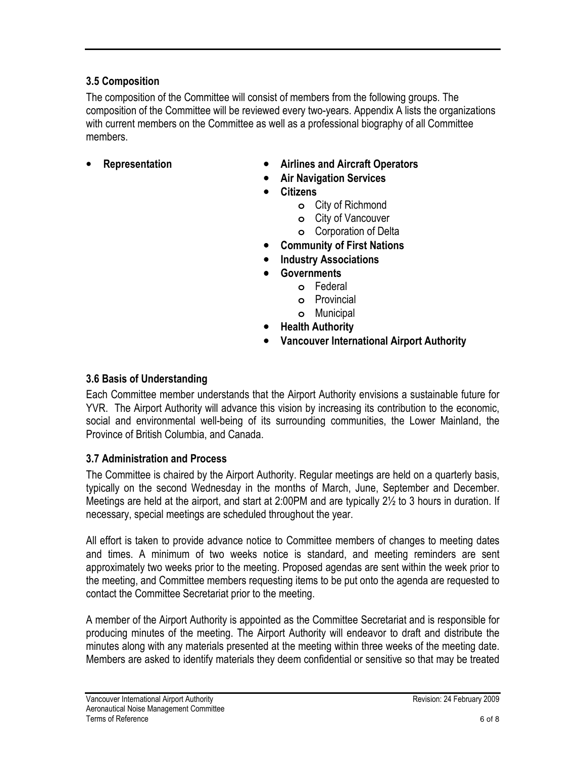### 3.5 Composition

The composition of the Committee will consist of members from the following groups. The composition of the Committee will be reviewed every two-years. Appendix A lists the organizations with current members on the Committee as well as a professional biography of all Committee members.

- **Representation**
  - **Airlines and Aircraft Operators**
  - **Air Navigation Services**
  - **Citizens**
    - City of Richmond
    - City of Vancouver
    - Corporation of Delta
  - **Community of First Nations**
  - **Industry Associations**
  - **Governments**
    - Federal
    - Provincial
    - Municipal
  - **Health Authority**
  - **Vancouver International Airport Authority**

### 3.6 Basis of Understanding

Each Committee member understands that the Airport Authority envisions a sustainable future for YVR. The Airport Authority will advance this vision by increasing its contribution to the economic, social and environmental well-being of its surrounding communities, the Lower Mainland, the Province of British Columbia, and Canada.

### 3.7 Administration and Process

The Committee is chaired by the Airport Authority. Regular meetings are held on a quarterly basis, typically on the second Wednesday in the months of March, June, September and December. Meetings are held at the airport, and start at 2:00PM and are typically 2½ to 3 hours in duration. If necessary, special meetings are scheduled throughout the year.

All effort is taken to provide advance notice to Committee members of changes to meeting dates and times. A minimum of two weeks notice is standard, and meeting reminders are sent approximately two weeks prior to the meeting. Proposed agendas are sent within the week prior to the meeting, and Committee members requesting items to be put onto the agenda are requested to contact the Committee Secretariat prior to the meeting.

A member of the Airport Authority is appointed as the Committee Secretariat and is responsible for producing minutes of the meeting. The Airport Authority will endeavor to draft and distribute the minutes along with any materials presented at the meeting within three weeks of the meeting date. Members are asked to identify materials they deem confidential or sensitive so that may be treated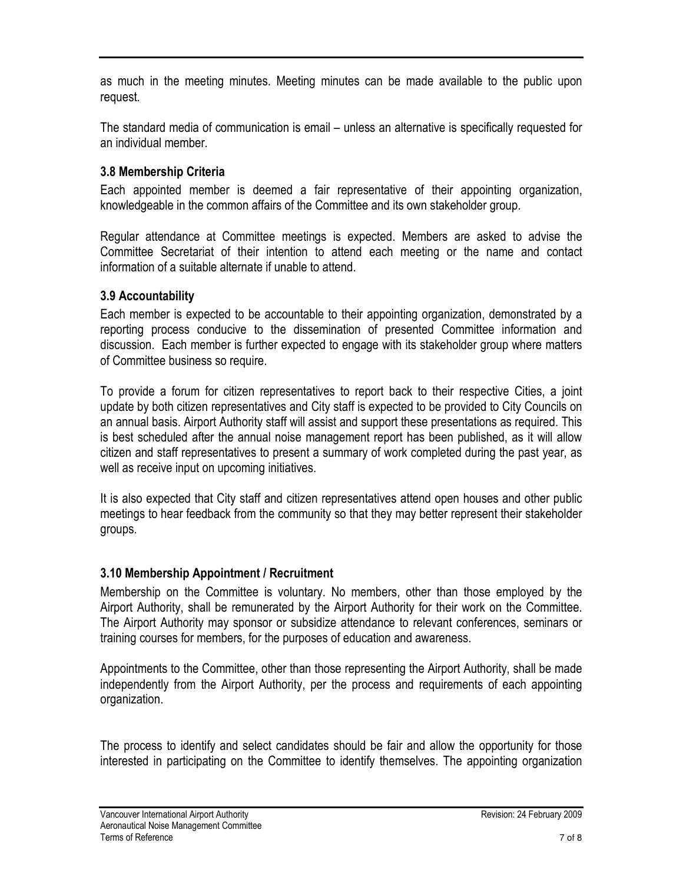as much in the meeting minutes. Meeting minutes can be made available to the public upon request.

The standard media of communication is email – unless an alternative is specifically requested for an individual member.

### 3.8 Membership Criteria

Each appointed member is deemed a fair representative of their appointing organization, knowledgeable in the common affairs of the Committee and its own stakeholder group.

Regular attendance at Committee meetings is expected. Members are asked to advise the Committee Secretariat of their intention to attend each meeting or the name and contact information of a suitable alternate if unable to attend.

### 3.9 Accountability

Each member is expected to be accountable to their appointing organization, demonstrated by a reporting process conducive to the dissemination of presented Committee information and discussion. Each member is further expected to engage with its stakeholder group where matters of Committee business so require.

To provide a forum for citizen representatives to report back to their respective Cities, a joint update by both citizen representatives and City staff is expected to be provided to City Councils on an annual basis. Airport Authority staff will assist and support these presentations as required. This is best scheduled after the annual noise management report has been published, as it will allow citizen and staff representatives to present a summary of work completed during the past year, as well as receive input on upcoming initiatives.

It is also expected that City staff and citizen representatives attend open houses and other public meetings to hear feedback from the community so that they may better represent their stakeholder groups.

### 3.10 Membership Appointment / Recruitment

Membership on the Committee is voluntary. No members, other than those employed by the Airport Authority, shall be remunerated by the Airport Authority for their work on the Committee. The Airport Authority may sponsor or subsidize attendance to relevant conferences, seminars or training courses for members, for the purposes of education and awareness.

Appointments to the Committee, other than those representing the Airport Authority, shall be made independently from the Airport Authority, per the process and requirements of each appointing organization.

The process to identify and select candidates should be fair and allow the opportunity for those interested in participating on the Committee to identify themselves. The appointing organization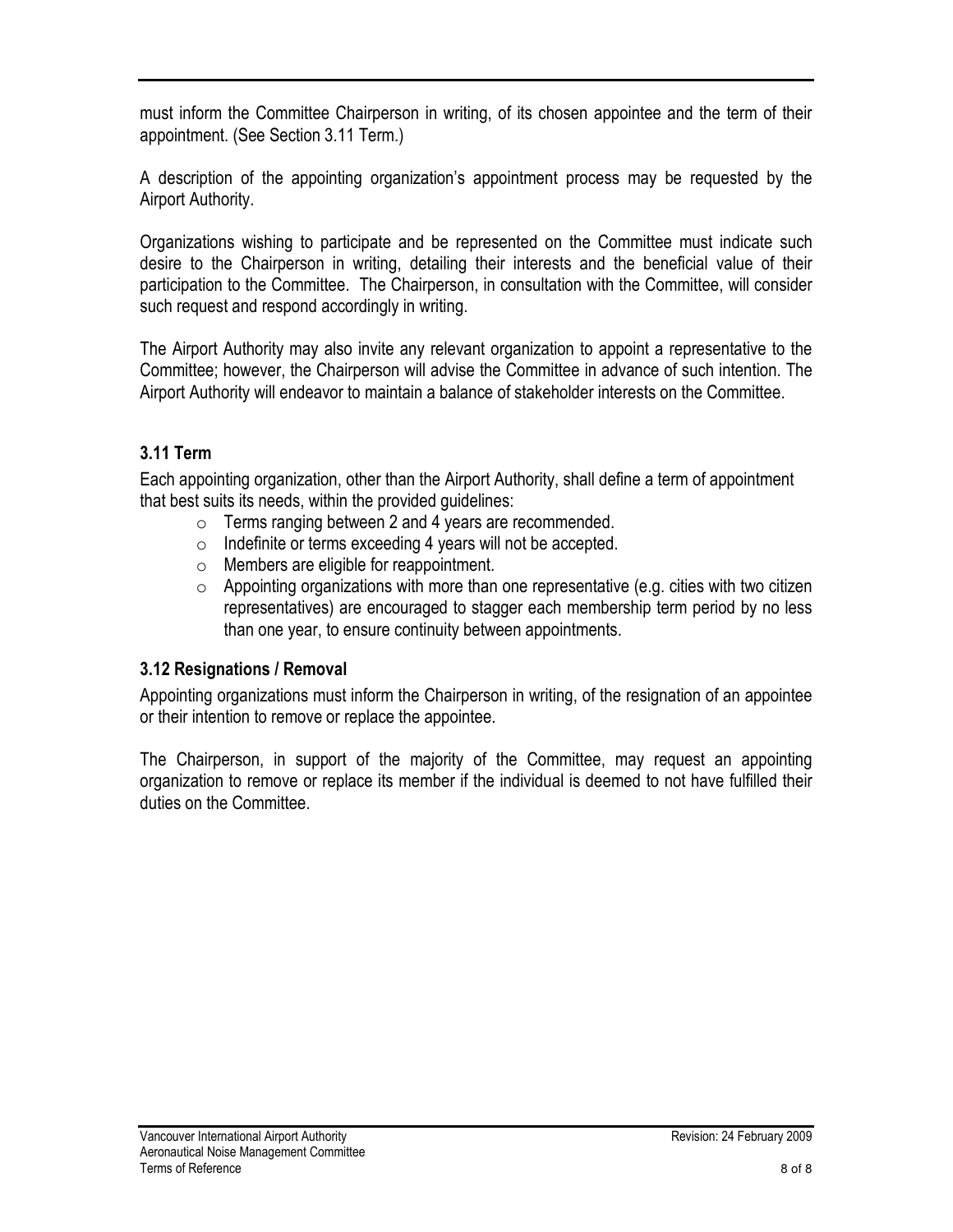must inform the Committee Chairperson in writing, of its chosen appointee and the term of their appointment. (See Section 3.11 Term.)

A description of the appointing organization's appointment process may be requested by the Airport Authority.

Organizations wishing to participate and be represented on the Committee must indicate such desire to the Chairperson in writing, detailing their interests and the beneficial value of their participation to the Committee. The Chairperson, in consultation with the Committee, will consider such request and respond accordingly in writing.

The Airport Authority may also invite any relevant organization to appoint a representative to the Committee; however, the Chairperson will advise the Committee in advance of such intention. The Airport Authority will endeavor to maintain a balance of stakeholder interests on the Committee.

### 3.11 Term

Each appointing organization, other than the Airport Authority, shall define a term of appointment that best suits its needs, within the provided guidelines:

- Terms ranging between 2 and 4 years are recommended.
- Indefinite or terms exceeding 4 years will not be accepted.
- Members are eligible for reappointment.
- Appointing organizations with more than one representative (e.g. cities with two citizen representatives) are encouraged to stagger each membership term period by no less than one year, to ensure continuity between appointments.

### 3.12 Resignations / Removal

Appointing organizations must inform the Chairperson in writing, of the resignation of an appointee or their intention to remove or replace the appointee.

The Chairperson, in support of the majority of the Committee, may request an appointing organization to remove or replace its member if the individual is deemed to not have fulfilled their duties on the Committee.